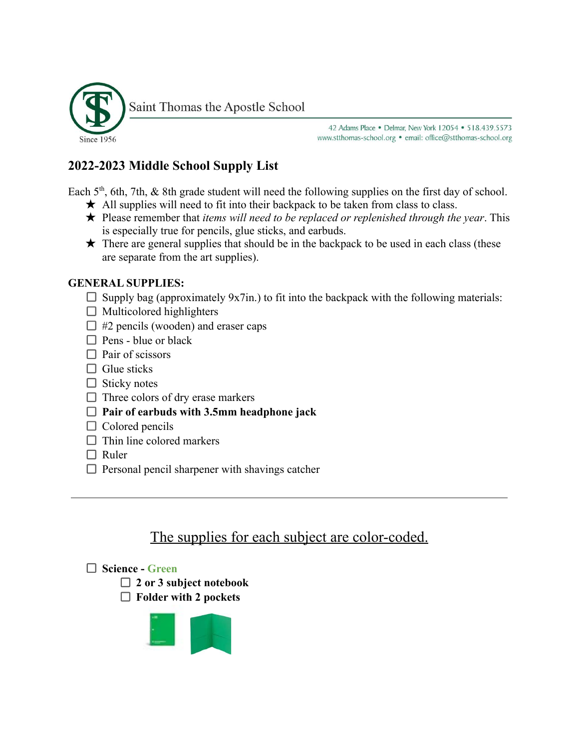Saint Thomas the Apostle School

Since 1956

42 Adams Place • Delmar, New York 12054 • 518.439.5573
www.stthomas-school.org • email: office@stthomas-school.org

## 2022-2023 Middle School Supply List

Each 5th, 6th, 7th, & 8th grade student will need the following supplies on the first day of school.

- ★ All supplies will need to fit into their backpack to be taken from class to class.
- ★ Please remember that *items will need to be replaced or replenished through the year*. This is especially true for pencils, glue sticks, and earbuds.
- ★ There are general supplies that should be in the backpack to be used in each class (these are separate from the art supplies).

**GENERAL SUPPLIES:**

- ☐ Supply bag (approximately 9x7in.) to fit into the backpack with the following materials:
- ☐ Multicolored highlighters
- ☐ #2 pencils (wooden) and eraser caps
- ☐ Pens - blue or black
- ☐ Pair of scissors
- ☐ Glue sticks
- ☐ Sticky notes
- ☐ Three colors of dry erase markers
- ☐ **Pair of earbuds with 3.5mm headphone jack**
- ☐ Colored pencils
- ☐ Thin line colored markers
- ☐ Ruler
- ☐ Personal pencil sharpener with shavings catcher

---

The supplies for each subject are color-coded.

- ☐ **Science - Green**
  - ☐ **2 or 3 subject notebook**
  - ☐ **Folder with 2 pockets**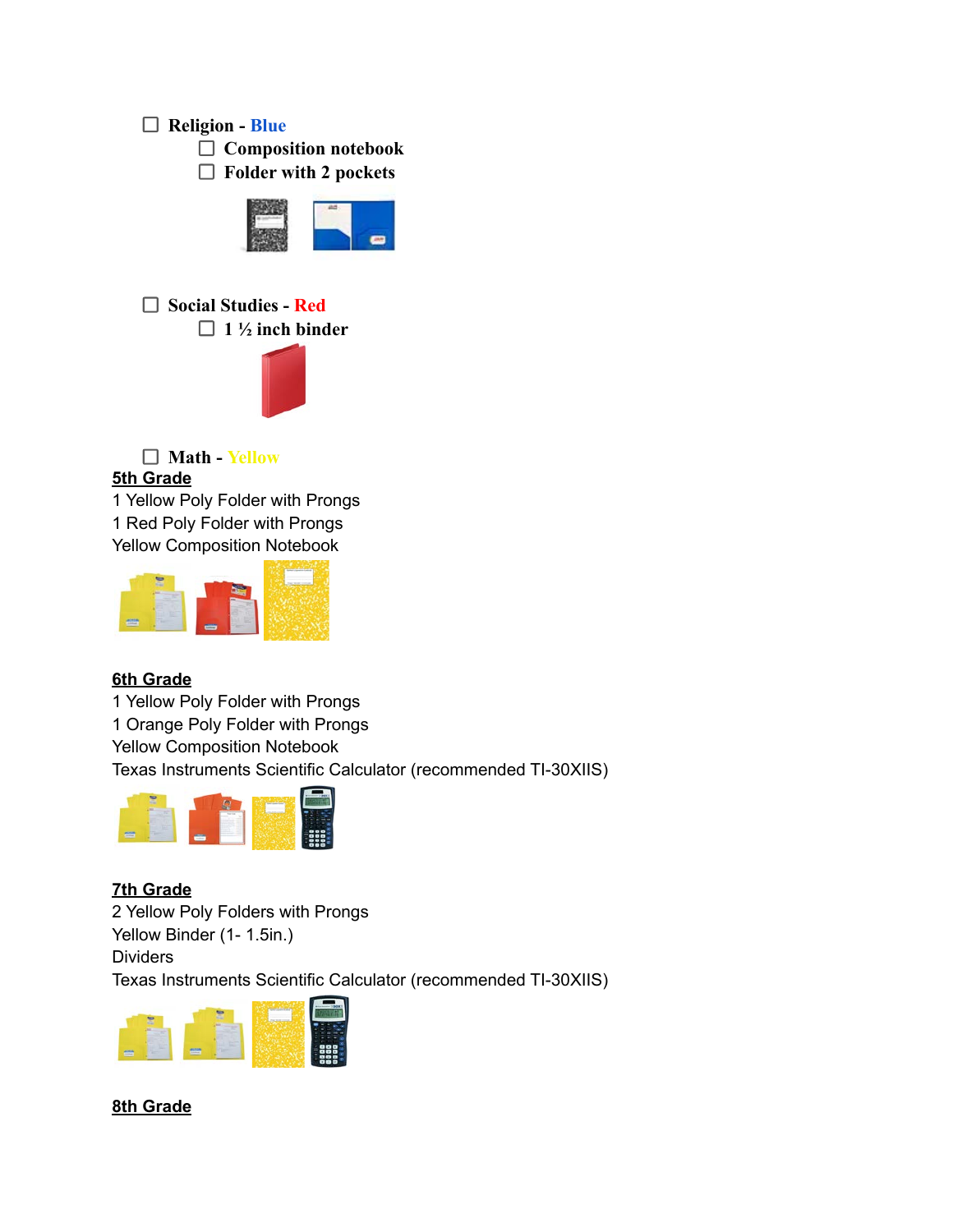- [ ] **Religion - Blue**
    - [ ] **Composition notebook**
    - [ ] **Folder with 2 pockets**

- [ ] **Social Studies - Red**
    - [ ] **1 ½ inch binder**

- [ ] **Math - Yellow**

**5th Grade**

1 Yellow Poly Folder with Prongs
1 Red Poly Folder with Prongs
Yellow Composition Notebook

**6th Grade**

1 Yellow Poly Folder with Prongs
1 Orange Poly Folder with Prongs
Yellow Composition Notebook
Texas Instruments Scientific Calculator (recommended TI-30XIIS)

**7th Grade**

2 Yellow Poly Folders with Prongs
Yellow Binder (1- 1.5in.)
Dividers
Texas Instruments Scientific Calculator (recommended TI-30XIIS)

**8th Grade**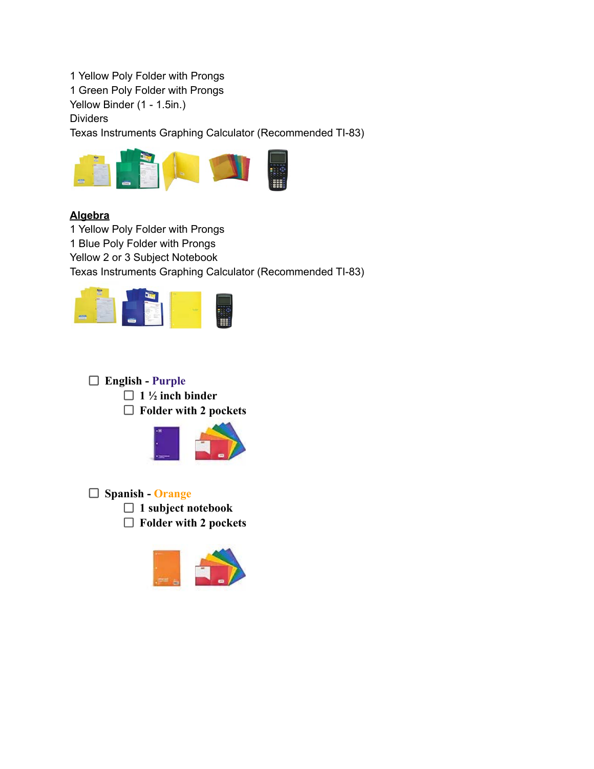1 Yellow Poly Folder with Prongs
1 Green Poly Folder with Prongs
Yellow Binder (1 - 1.5in.)
Dividers
Texas Instruments Graphing Calculator (Recommended TI-83)

**Algebra**

1 Yellow Poly Folder with Prongs
1 Blue Poly Folder with Prongs
Yellow 2 or 3 Subject Notebook
Texas Instruments Graphing Calculator (Recommended TI-83)

- [ ] **English - Purple**
  - [ ] **1 ½ inch binder**
  - [ ] **Folder with 2 pockets**

- [ ] **Spanish - Orange**
  - [ ] **1 subject notebook**
  - [ ] **Folder with 2 pockets**